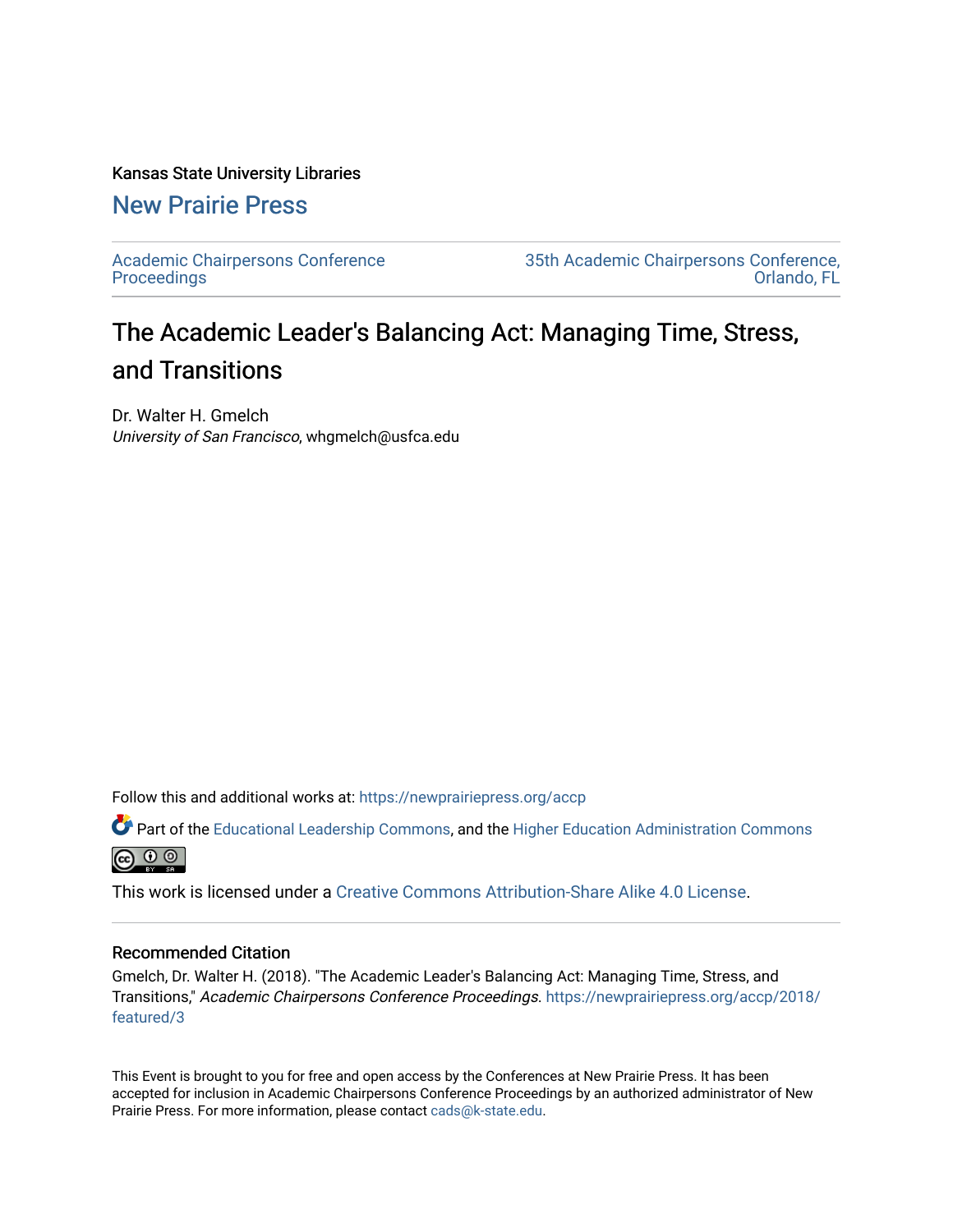Kansas State University Libraries

New Prairie Press

Academic Chairpersons Conference Proceedings

35th Academic Chairpersons Conference, Orlando, FL

# The Academic Leader's Balancing Act: Managing Time, Stress, and Transitions

Dr. Walter H. Gmelch
*University of San Francisco*, whgmelch@usfca.edu

Follow this and additional works at: https://newprairiepress.org/accp

Part of the Educational Leadership Commons, and the Higher Education Administration Commons

This work is licensed under a Creative Commons Attribution-Share Alike 4.0 License.

## Recommended Citation

Gmelch, Dr. Walter H. (2018). "The Academic Leader's Balancing Act: Managing Time, Stress, and Transitions," *Academic Chairpersons Conference Proceedings*. https://newprairiepress.org/accp/2018/featured/3

This Event is brought to you for free and open access by the Conferences at New Prairie Press. It has been accepted for inclusion in Academic Chairpersons Conference Proceedings by an authorized administrator of New Prairie Press. For more information, please contact cads@k-state.edu.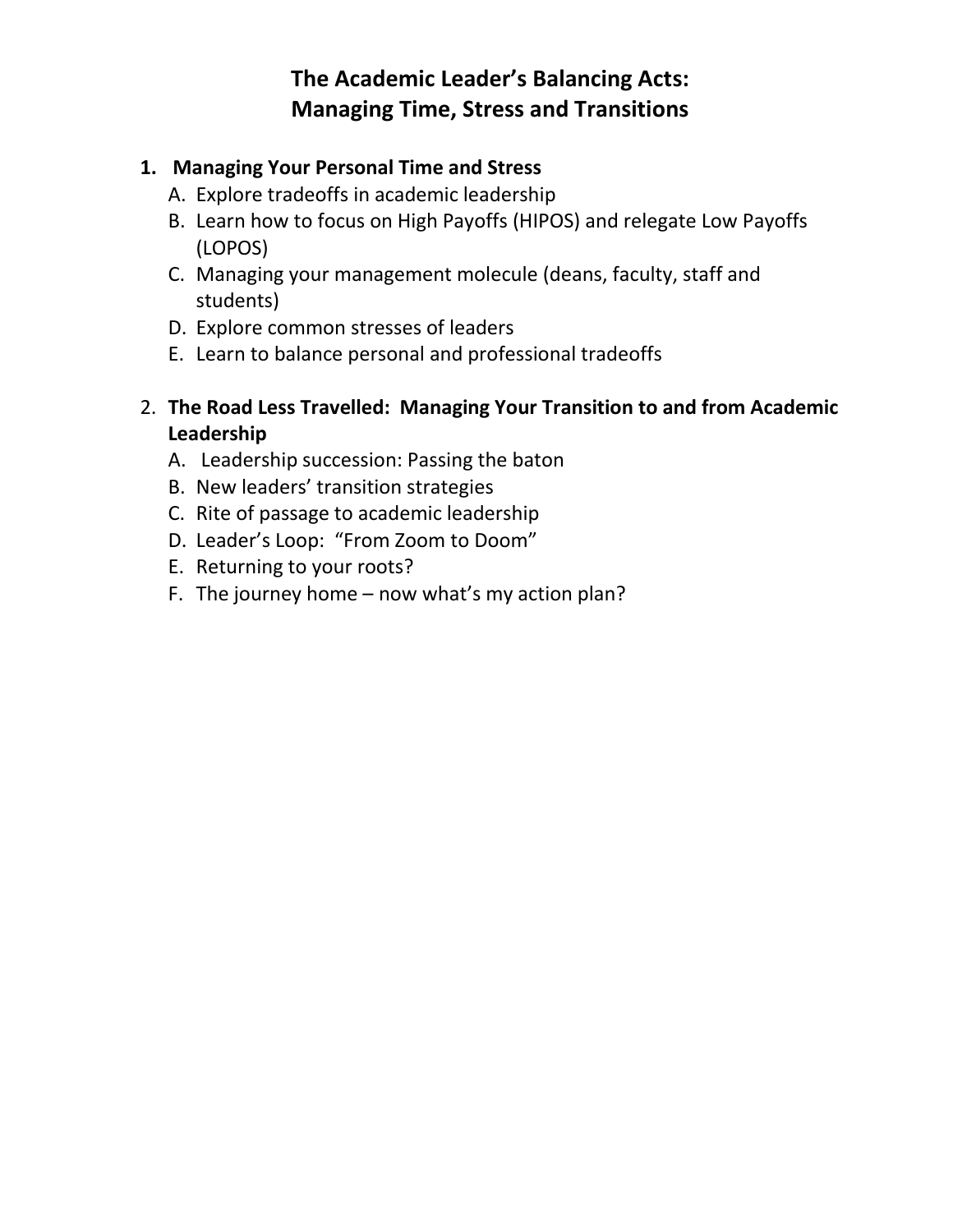# The Academic Leader's Balancing Acts:
# Managing Time, Stress and Transitions

1. **Managing Your Personal Time and Stress**
   - A. Explore tradeoffs in academic leadership
   - B. Learn how to focus on High Payoffs (HIPOS) and relegate Low Payoffs (LOPOS)
   - C. Managing your management molecule (deans, faculty, staff and students)
   - D. Explore common stresses of leaders
   - E. Learn to balance personal and professional tradeoffs

2. **The Road Less Travelled: Managing Your Transition to and from Academic Leadership**
   - A. Leadership succession: Passing the baton
   - B. New leaders' transition strategies
   - C. Rite of passage to academic leadership
   - D. Leader's Loop: "From Zoom to Doom"
   - E. Returning to your roots?
   - F. The journey home – now what's my action plan?